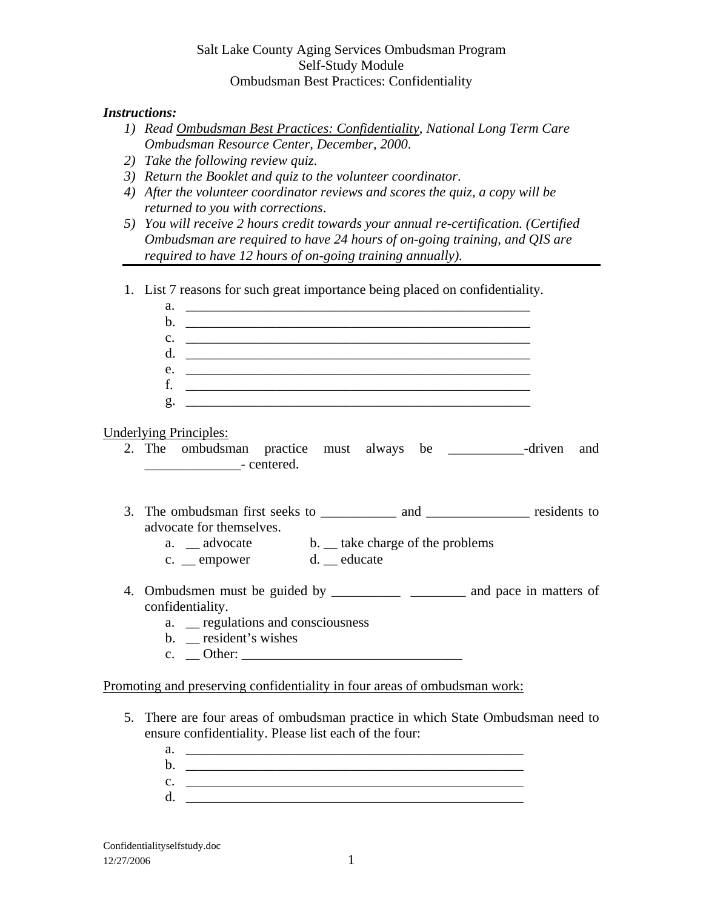Salt Lake County Aging Services Ombudsman Program
Self-Study Module
Ombudsman Best Practices: Confidentiality

***Instructions:***

1) *Read Ombudsman Best Practices: Confidentiality, National Long Term Care Ombudsman Resource Center, December, 2000.*
2) *Take the following review quiz.*
3) *Return the Booklet and quiz to the volunteer coordinator.*
4) *After the volunteer coordinator reviews and scores the quiz, a copy will be returned to you with corrections.*
5) *You will receive 2 hours credit towards your annual re-certification. (Certified Ombudsman are required to have 24 hours of on-going training, and QIS are required to have 12 hours of on-going training annually).*

---

1. List 7 reasons for such great importance being placed on confidentiality.
   a. ____________________________________________________
   b. ____________________________________________________
   c. ____________________________________________________
   d. ____________________________________________________
   e. ____________________________________________________
   f. ____________________________________________________
   g. ____________________________________________________

Underlying Principles:

2. The ombudsman practice must always be ___________-driven and ______________- centered.

3. The ombudsman first seeks to ___________ and _______________ residents to advocate for themselves.
   a. __ advocate  b. __ take charge of the problems
   c. __ empower  d. __ educate

4. Ombudsmen must be guided by __________ ________ and pace in matters of confidentiality.
   a. __ regulations and consciousness
   b. __ resident's wishes
   c. __ Other: ________________________________

Promoting and preserving confidentiality in four areas of ombudsman work:

5. There are four areas of ombudsman practice in which State Ombudsman need to ensure confidentiality. Please list each of the four:
   a. ___________________________________________________
   b. ___________________________________________________
   c. ___________________________________________________
   d. ___________________________________________________

Confidentialityselfstudy.doc
12/27/2006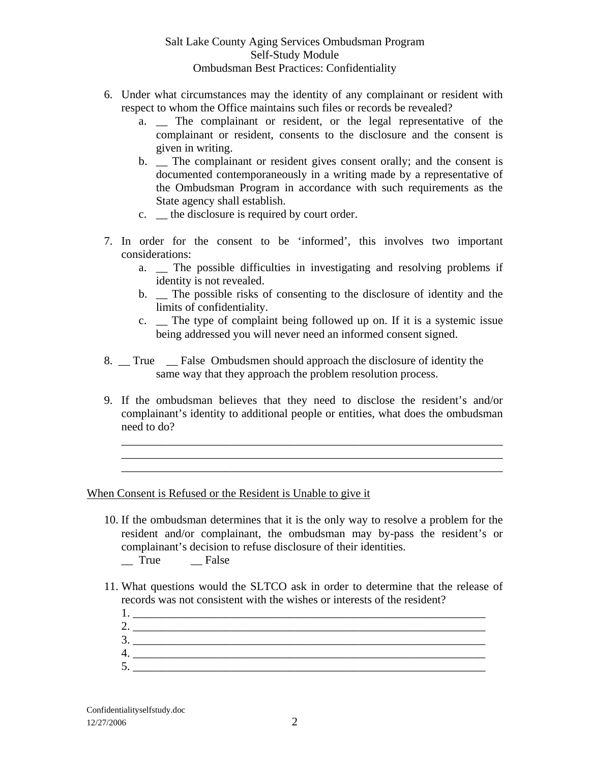6. Under what circumstances may the identity of any complainant or resident with respect to whom the Office maintains such files or records be revealed?
    a. __ The complainant or resident, or the legal representative of the complainant or resident, consents to the disclosure and the consent is given in writing.
    b. __ The complainant or resident gives consent orally; and the consent is documented contemporaneously in a writing made by a representative of the Ombudsman Program in accordance with such requirements as the State agency shall establish.
    c. __ the disclosure is required by court order.

7. In order for the consent to be 'informed', this involves two important considerations:
    a. __ The possible difficulties in investigating and resolving problems if identity is not revealed.
    b. __ The possible risks of consenting to the disclosure of identity and the limits of confidentiality.
    c. __ The type of complaint being followed up on. If it is a systemic issue being addressed you will never need an informed consent signed.

8. __ True __ False Ombudsmen should approach the disclosure of identity the same way that they approach the problem resolution process.

9. If the ombudsman believes that they need to disclose the resident's and/or complainant's identity to additional people or entities, what does the ombudsman need to do?

    ____________________________________________________________________
    ____________________________________________________________________
    ____________________________________________________________________

<u>When Consent is Refused or the Resident is Unable to give it</u>

10. If the ombudsman determines that it is the only way to resolve a problem for the resident and/or complainant, the ombudsman may by-pass the resident's or complainant's decision to refuse disclosure of their identities.

    __ True __ False

11. What questions would the SLTCO ask in order to determine that the release of records was not consistent with the wishes or interests of the resident?

    1. ______________________________________________________________
    2. ______________________________________________________________
    3. ______________________________________________________________
    4. ______________________________________________________________
    5. ______________________________________________________________

Confidentialityselfstudy.doc
12/27/2006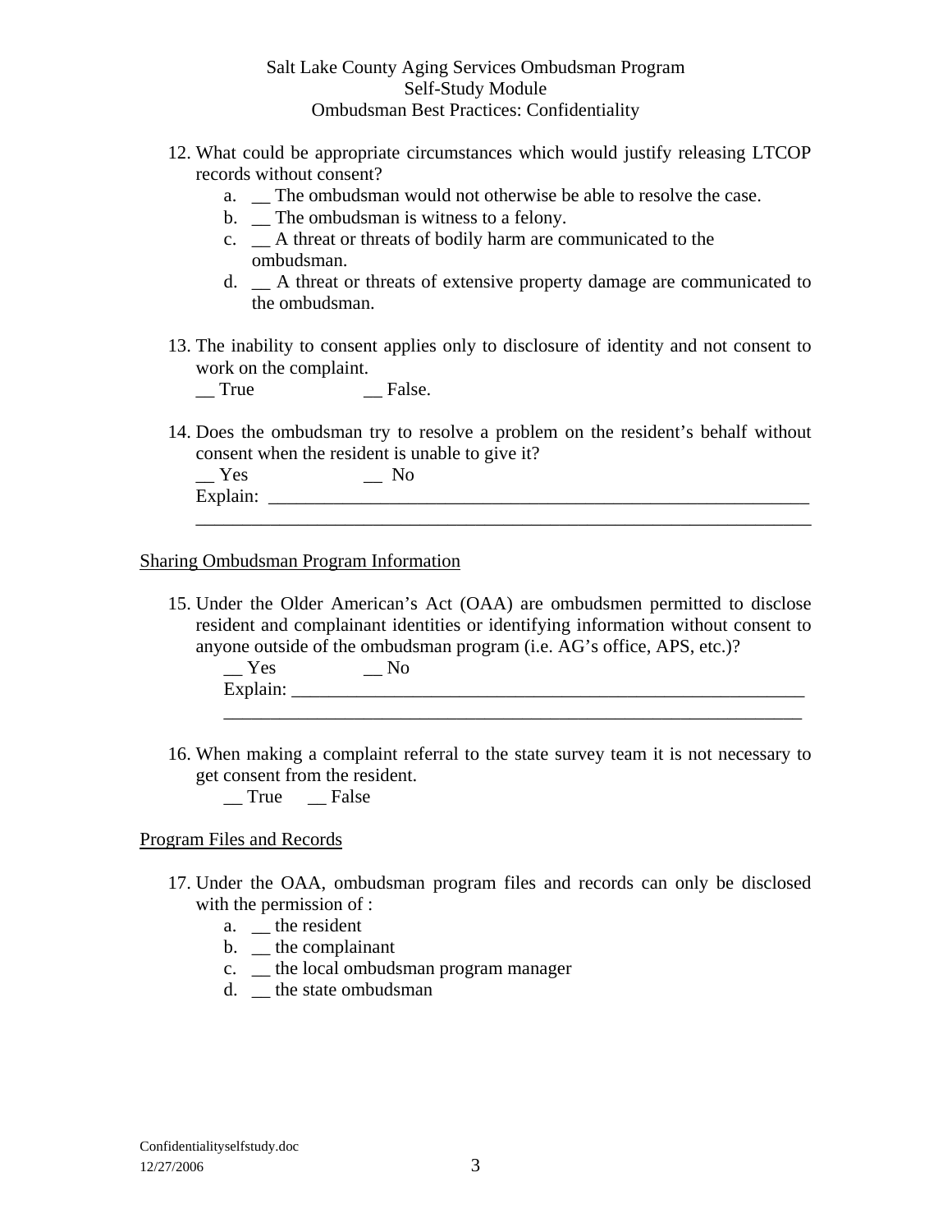12. What could be appropriate circumstances which would justify releasing LTCOP records without consent?
    a. __ The ombudsman would not otherwise be able to resolve the case.
    b. __ The ombudsman is witness to a felony.
    c. __ A threat or threats of bodily harm are communicated to the ombudsman.
    d. __ A threat or threats of extensive property damage are communicated to the ombudsman.

13. The inability to consent applies only to disclosure of identity and not consent to work on the complaint.
    __ True __ False.

14. Does the ombudsman try to resolve a problem on the resident's behalf without consent when the resident is unable to give it?
    __ Yes __ No
    Explain: ______________________________________________________________
    ______________________________________________________________________

<u>Sharing Ombudsman Program Information</u>

15. Under the Older American's Act (OAA) are ombudsmen permitted to disclose resident and complainant identities or identifying information without consent to anyone outside of the ombudsman program (i.e. AG's office, APS, etc.)?
    __ Yes __ No
    Explain: ______________________________________________________________
    ______________________________________________________________________

16. When making a complaint referral to the state survey team it is not necessary to get consent from the resident.
    __ True __ False

<u>Program Files and Records</u>

17. Under the OAA, ombudsman program files and records can only be disclosed with the permission of :
    a. __ the resident
    b. __ the complainant
    c. __ the local ombudsman program manager
    d. __ the state ombudsman